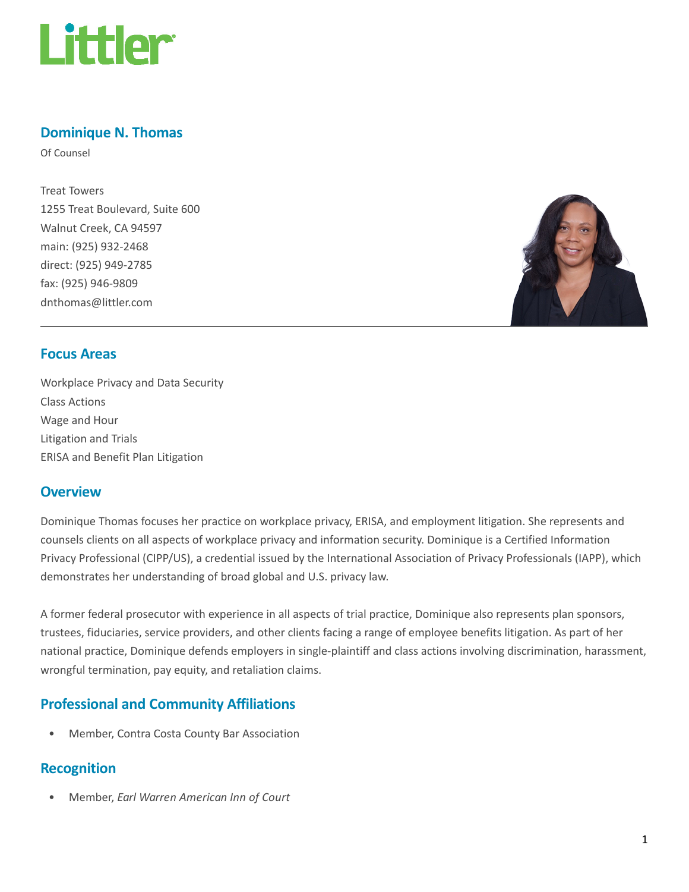# Dominique N. Thomas

Of Counsel

Treat Towers
1255 Treat Boulevard, Suite 600
Walnut Creek, CA 94597
main: (925) 932-2468
direct: (925) 949-2785
fax: (925) 946-9809
dnthomas@littler.com

## Focus Areas

Workplace Privacy and Data Security
Class Actions
Wage and Hour
Litigation and Trials
ERISA and Benefit Plan Litigation

## Overview

Dominique Thomas focuses her practice on workplace privacy, ERISA, and employment litigation. She represents and counsels clients on all aspects of workplace privacy and information security. Dominique is a Certified Information Privacy Professional (CIPP/US), a credential issued by the International Association of Privacy Professionals (IAPP), which demonstrates her understanding of broad global and U.S. privacy law.

A former federal prosecutor with experience in all aspects of trial practice, Dominique also represents plan sponsors, trustees, fiduciaries, service providers, and other clients facing a range of employee benefits litigation. As part of her national practice, Dominique defends employers in single-plaintiff and class actions involving discrimination, harassment, wrongful termination, pay equity, and retaliation claims.

## Professional and Community Affiliations

- Member, Contra Costa County Bar Association

## Recognition

- Member, *Earl Warren American Inn of Court*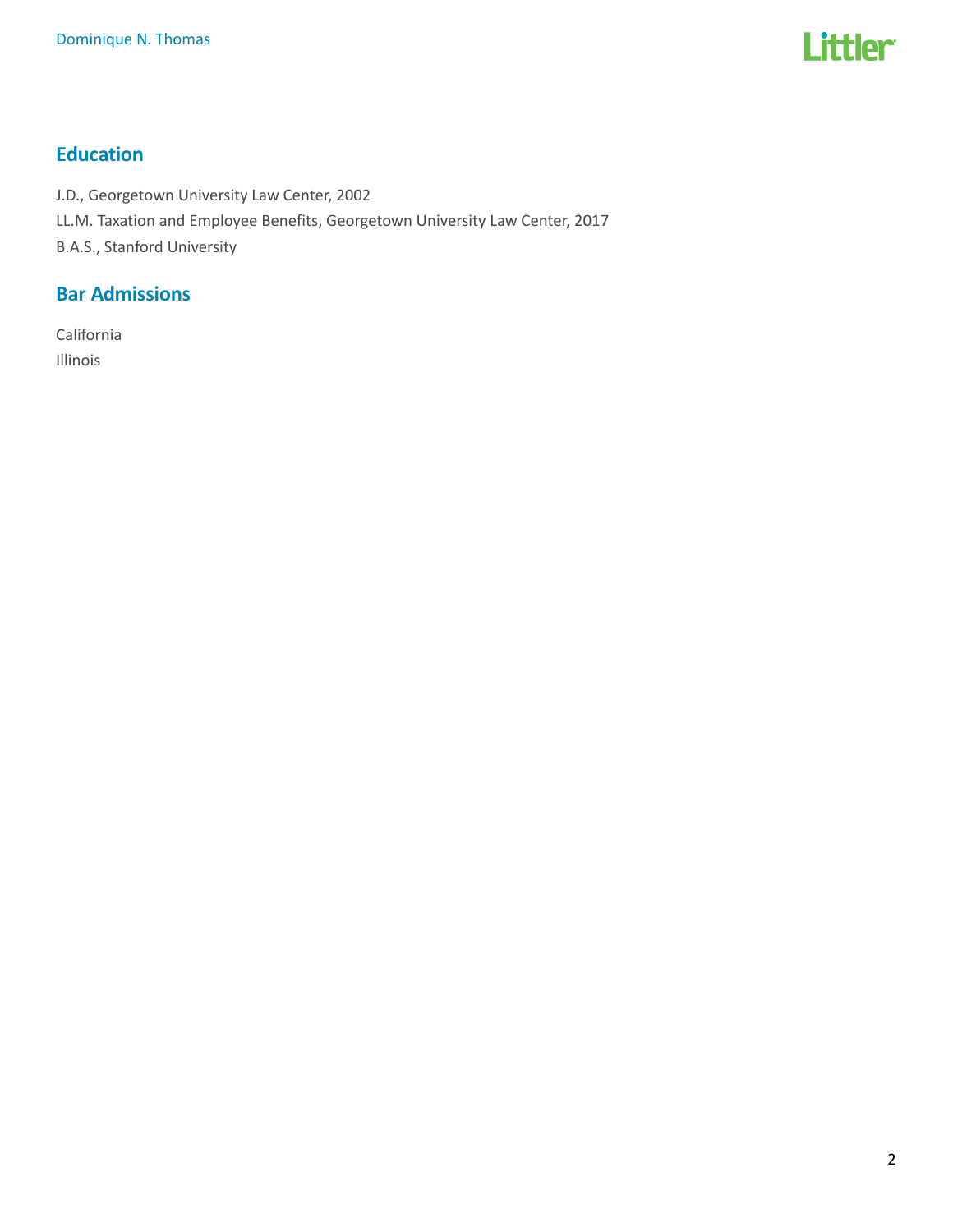## Education

J.D., Georgetown University Law Center, 2002

LL.M. Taxation and Employee Benefits, Georgetown University Law Center, 2017

B.A.S., Stanford University

## Bar Admissions

California

Illinois